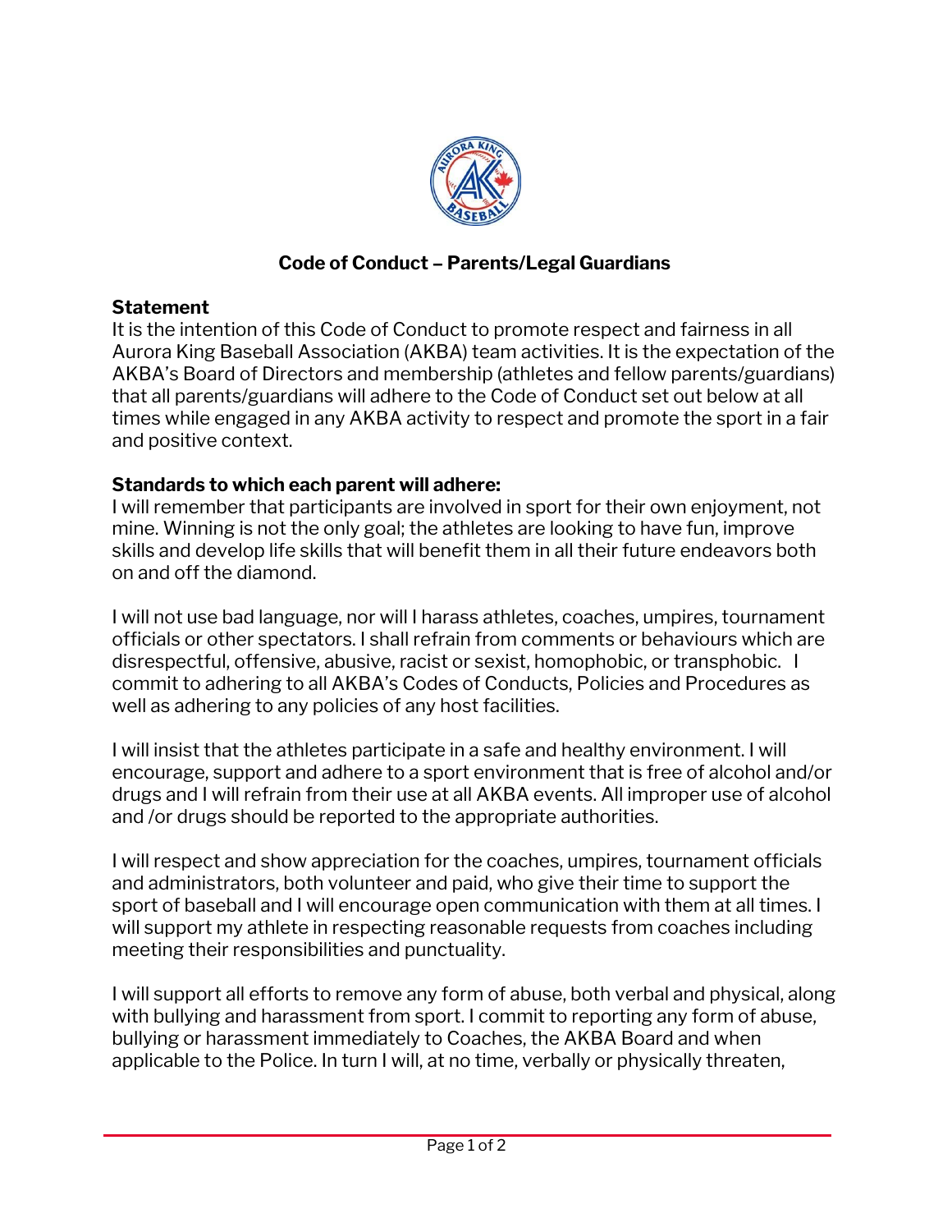## Code of Conduct – Parents/Legal Guardians

**Statement**

It is the intention of this Code of Conduct to promote respect and fairness in all Aurora King Baseball Association (AKBA) team activities. It is the expectation of the AKBA's Board of Directors and membership (athletes and fellow parents/guardians) that all parents/guardians will adhere to the Code of Conduct set out below at all times while engaged in any AKBA activity to respect and promote the sport in a fair and positive context.

**Standards to which each parent will adhere:**

I will remember that participants are involved in sport for their own enjoyment, not mine. Winning is not the only goal; the athletes are looking to have fun, improve skills and develop life skills that will benefit them in all their future endeavors both on and off the diamond.

I will not use bad language, nor will I harass athletes, coaches, umpires, tournament officials or other spectators. I shall refrain from comments or behaviours which are disrespectful, offensive, abusive, racist or sexist, homophobic, or transphobic. I commit to adhering to all AKBA's Codes of Conducts, Policies and Procedures as well as adhering to any policies of any host facilities.

I will insist that the athletes participate in a safe and healthy environment. I will encourage, support and adhere to a sport environment that is free of alcohol and/or drugs and I will refrain from their use at all AKBA events. All improper use of alcohol and /or drugs should be reported to the appropriate authorities.

I will respect and show appreciation for the coaches, umpires, tournament officials and administrators, both volunteer and paid, who give their time to support the sport of baseball and I will encourage open communication with them at all times. I will support my athlete in respecting reasonable requests from coaches including meeting their responsibilities and punctuality.

I will support all efforts to remove any form of abuse, both verbal and physical, along with bullying and harassment from sport. I commit to reporting any form of abuse, bullying or harassment immediately to Coaches, the AKBA Board and when applicable to the Police. In turn I will, at no time, verbally or physically threaten,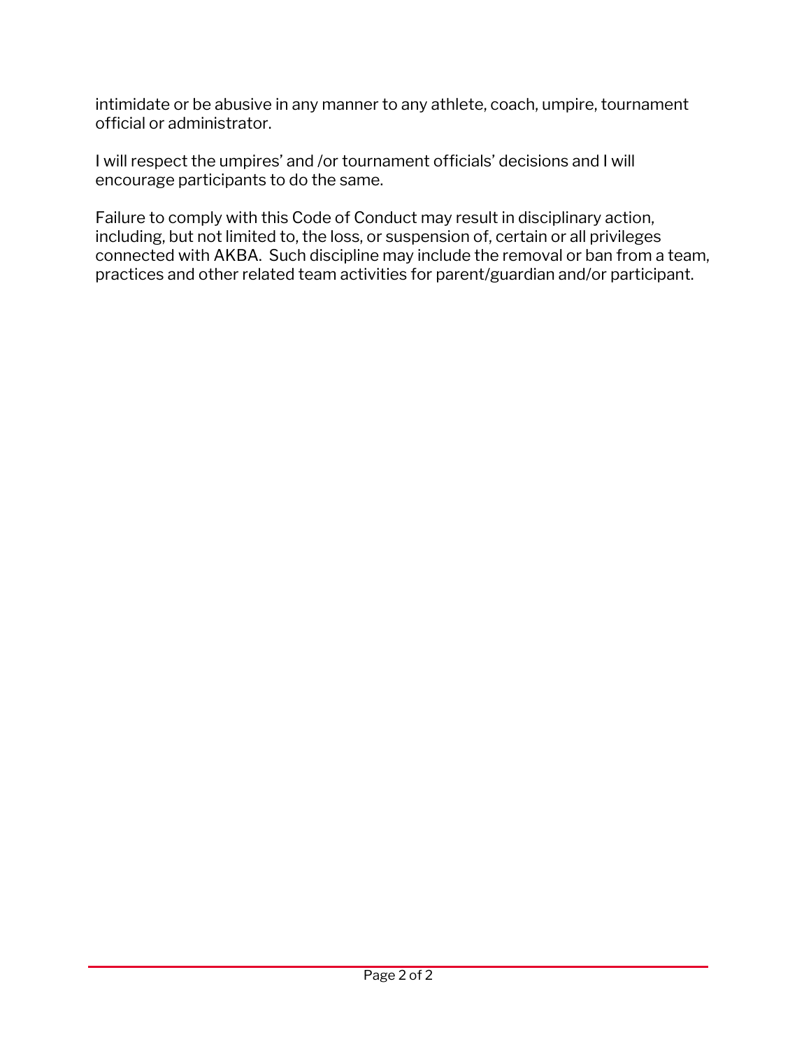intimidate or be abusive in any manner to any athlete, coach, umpire, tournament official or administrator.

I will respect the umpires' and /or tournament officials' decisions and I will encourage participants to do the same.

Failure to comply with this Code of Conduct may result in disciplinary action, including, but not limited to, the loss, or suspension of, certain or all privileges connected with AKBA. Such discipline may include the removal or ban from a team, practices and other related team activities for parent/guardian and/or participant.